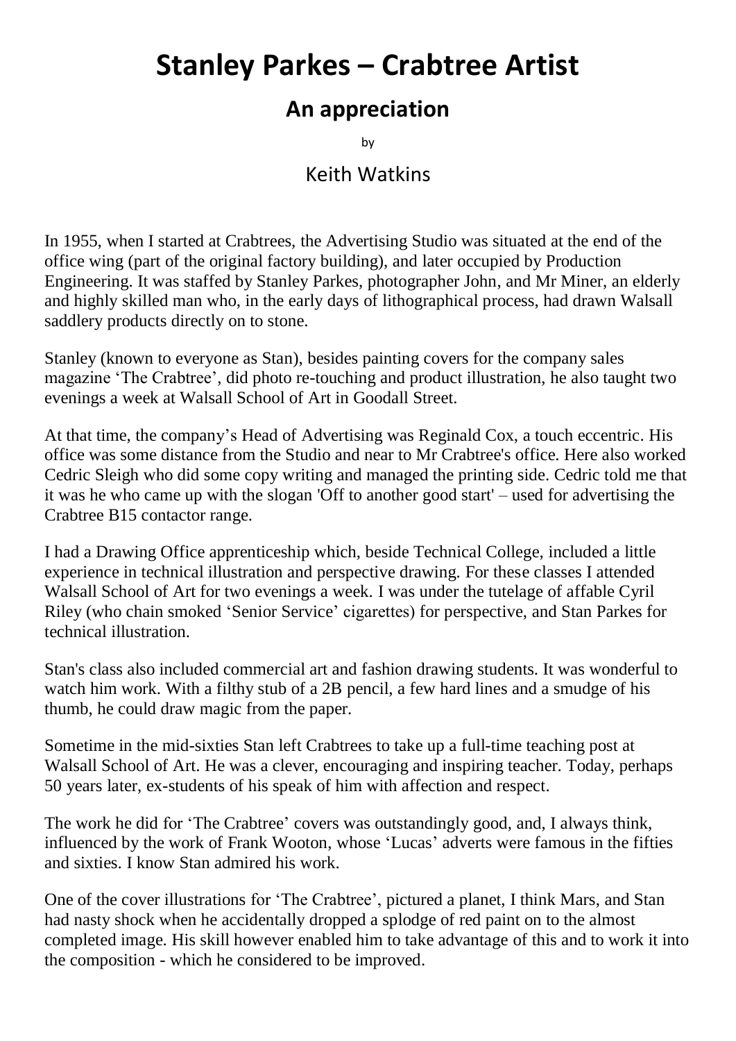# Stanley Parkes – Crabtree Artist

## An appreciation

by

Keith Watkins

In 1955, when I started at Crabtrees, the Advertising Studio was situated at the end of the office wing (part of the original factory building), and later occupied by Production Engineering. It was staffed by Stanley Parkes, photographer John, and Mr Miner, an elderly and highly skilled man who, in the early days of lithographical process, had drawn Walsall saddlery products directly on to stone.

Stanley (known to everyone as Stan), besides painting covers for the company sales magazine 'The Crabtree', did photo re-touching and product illustration, he also taught two evenings a week at Walsall School of Art in Goodall Street.

At that time, the company's Head of Advertising was Reginald Cox, a touch eccentric. His office was some distance from the Studio and near to Mr Crabtree's office. Here also worked Cedric Sleigh who did some copy writing and managed the printing side. Cedric told me that it was he who came up with the slogan 'Off to another good start' – used for advertising the Crabtree B15 contactor range.

I had a Drawing Office apprenticeship which, beside Technical College, included a little experience in technical illustration and perspective drawing. For these classes I attended Walsall School of Art for two evenings a week. I was under the tutelage of affable Cyril Riley (who chain smoked 'Senior Service' cigarettes) for perspective, and Stan Parkes for technical illustration.

Stan's class also included commercial art and fashion drawing students. It was wonderful to watch him work. With a filthy stub of a 2B pencil, a few hard lines and a smudge of his thumb, he could draw magic from the paper.

Sometime in the mid-sixties Stan left Crabtrees to take up a full-time teaching post at Walsall School of Art. He was a clever, encouraging and inspiring teacher. Today, perhaps 50 years later, ex-students of his speak of him with affection and respect.

The work he did for 'The Crabtree' covers was outstandingly good, and, I always think, influenced by the work of Frank Wooton, whose 'Lucas' adverts were famous in the fifties and sixties. I know Stan admired his work.

One of the cover illustrations for 'The Crabtree', pictured a planet, I think Mars, and Stan had nasty shock when he accidentally dropped a splodge of red paint on to the almost completed image. His skill however enabled him to take advantage of this and to work it into the composition - which he considered to be improved.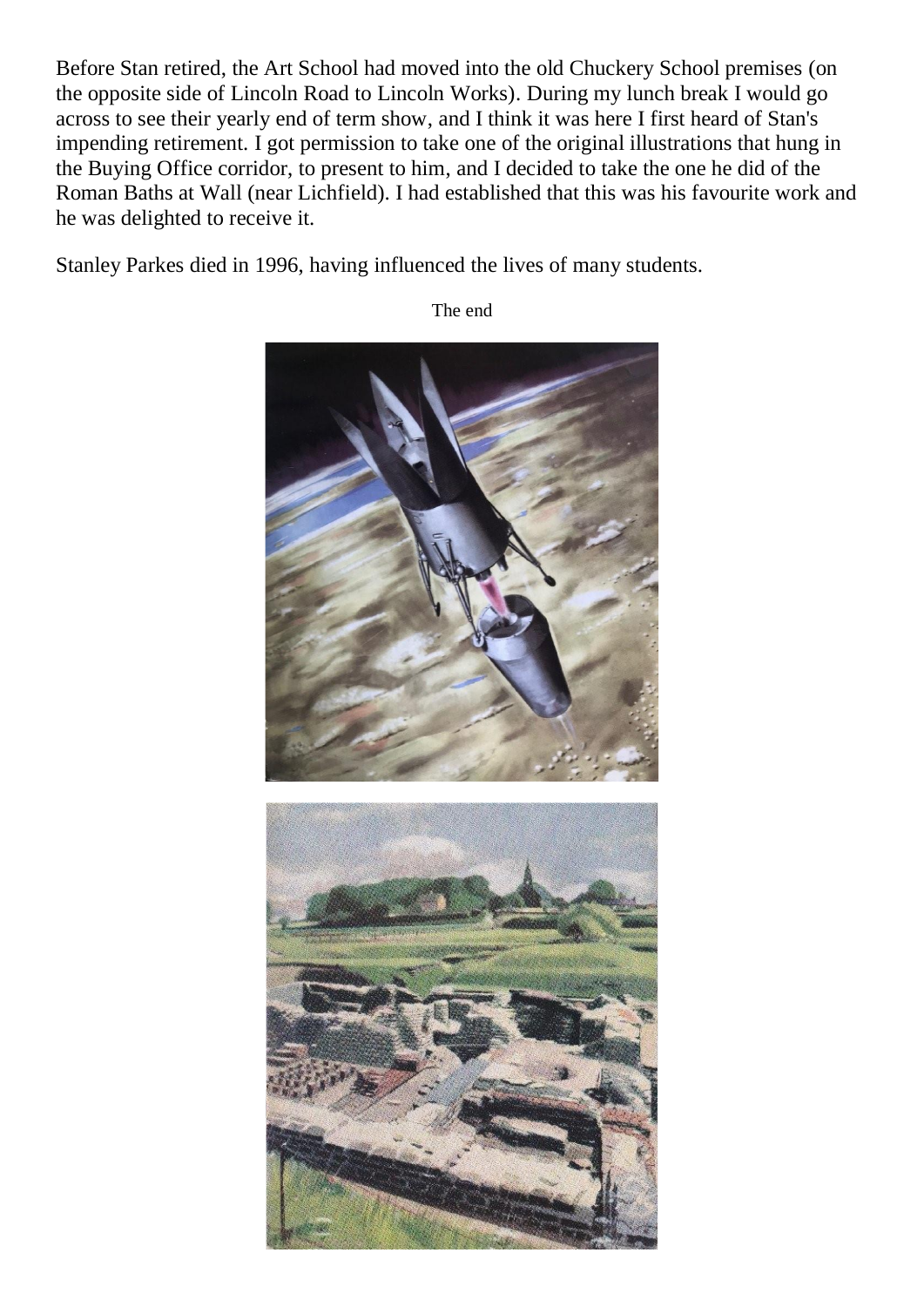Before Stan retired, the Art School had moved into the old Chuckery School premises (on the opposite side of Lincoln Road to Lincoln Works). During my lunch break I would go across to see their yearly end of term show, and I think it was here I first heard of Stan's impending retirement. I got permission to take one of the original illustrations that hung in the Buying Office corridor, to present to him, and I decided to take the one he did of the Roman Baths at Wall (near Lichfield). I had established that this was his favourite work and he was delighted to receive it.

Stanley Parkes died in 1996, having influenced the lives of many students.

The end